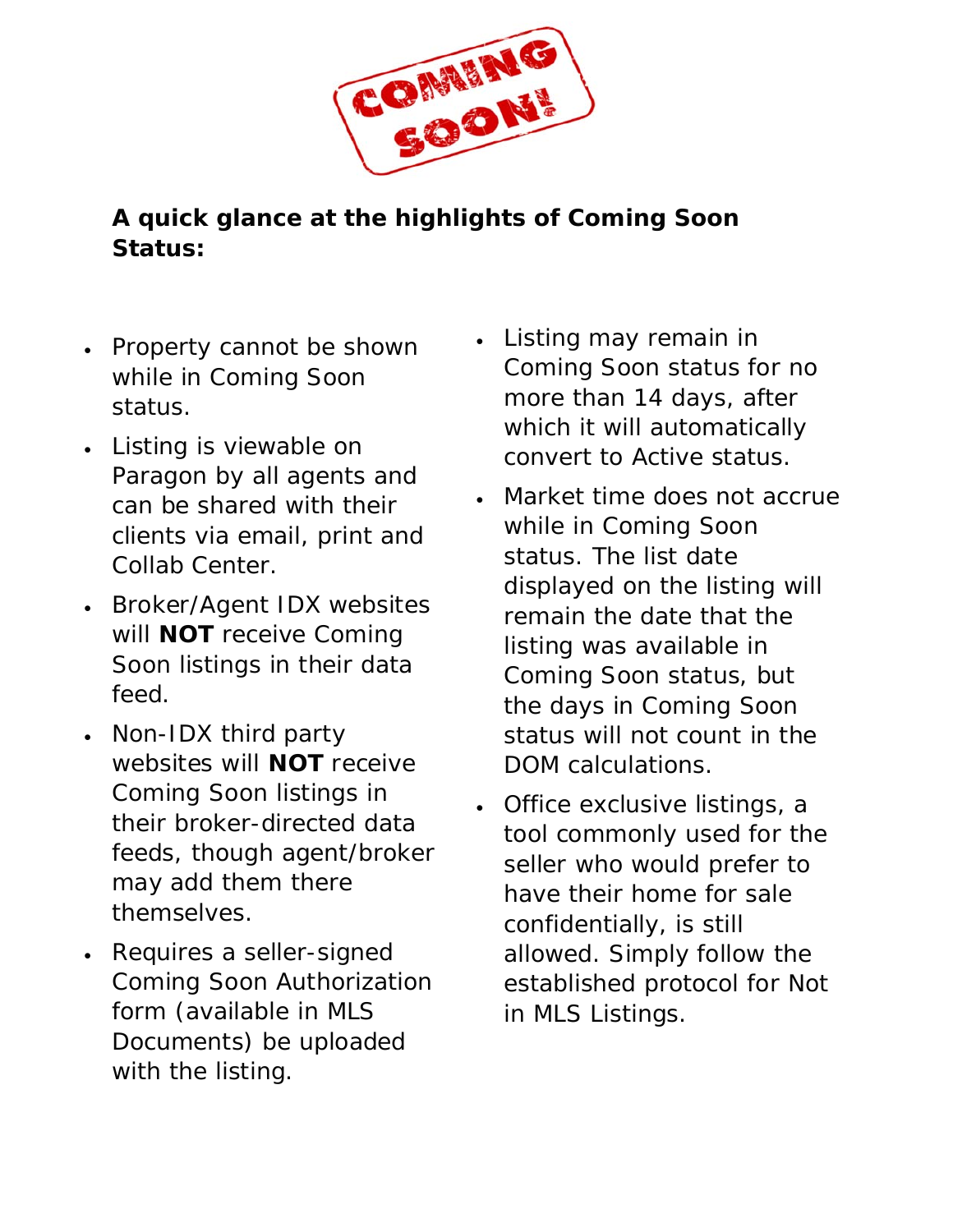COMING SOON!

**A quick glance at the highlights of Coming Soon Status:**

- Property cannot be shown while in Coming Soon status.
- Listing is viewable on Paragon by all agents and can be shared with their clients via email, print and Collab Center.
- Broker/Agent IDX websites will **NOT** receive Coming Soon listings in their data feed.
- Non-IDX third party websites will **NOT** receive Coming Soon listings in their broker-directed data feeds, though agent/broker may add them there themselves.
- Requires a seller-signed Coming Soon Authorization form (available in MLS Documents) be uploaded with the listing.
- Listing may remain in Coming Soon status for no more than 14 days, after which it will automatically convert to Active status.
- Market time does not accrue while in Coming Soon status. The list date displayed on the listing will remain the date that the listing was available in Coming Soon status, but the days in Coming Soon status will not count in the DOM calculations.
- Office exclusive listings, a tool commonly used for the seller who would prefer to have their home for sale confidentially, is still allowed. Simply follow the established protocol for Not in MLS Listings.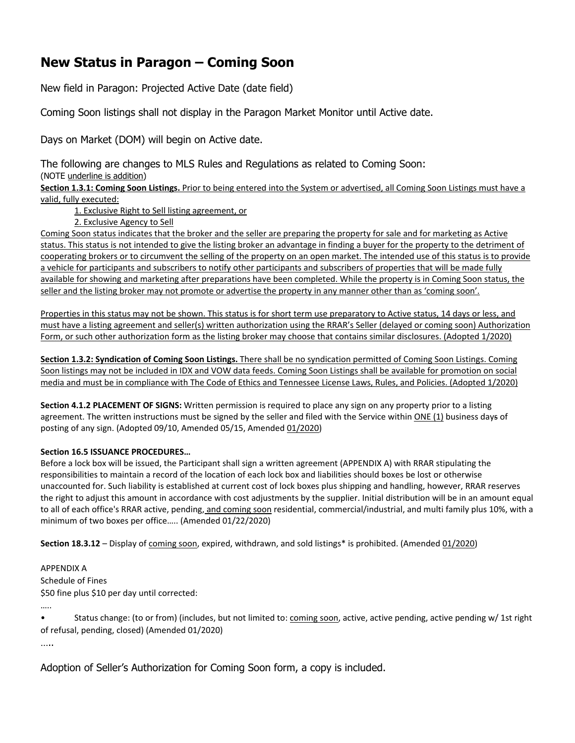# New Status in Paragon – Coming Soon

New field in Paragon: Projected Active Date (date field)

Coming Soon listings shall not display in the Paragon Market Monitor until Active date.

Days on Market (DOM) will begin on Active date.

The following are changes to MLS Rules and Regulations as related to Coming Soon:
(NOTE underline is addition)

**Section 1.3.1: Coming Soon Listings.** Prior to being entered into the System or advertised, all Coming Soon Listings must have a valid, fully executed:

1. Exclusive Right to Sell listing agreement, or
2. Exclusive Agency to Sell

Coming Soon status indicates that the broker and the seller are preparing the property for sale and for marketing as Active status. This status is not intended to give the listing broker an advantage in finding a buyer for the property to the detriment of cooperating brokers or to circumvent the selling of the property on an open market. The intended use of this status is to provide a vehicle for participants and subscribers to notify other participants and subscribers of properties that will be made fully available for showing and marketing after preparations have been completed. While the property is in Coming Soon status, the seller and the listing broker may not promote or advertise the property in any manner other than as 'coming soon'.

Properties in this status may not be shown. This status is for short term use preparatory to Active status, 14 days or less, and must have a listing agreement and seller(s) written authorization using the RRAR's Seller (delayed or coming soon) Authorization Form, or such other authorization form as the listing broker may choose that contains similar disclosures. (Adopted 1/2020)

**Section 1.3.2: Syndication of Coming Soon Listings.** There shall be no syndication permitted of Coming Soon Listings. Coming Soon listings may not be included in IDX and VOW data feeds. Coming Soon Listings shall be available for promotion on social media and must be in compliance with The Code of Ethics and Tennessee License Laws, Rules, and Policies. (Adopted 1/2020)

**Section 4.1.2 PLACEMENT OF SIGNS:** Written permission is required to place any sign on any property prior to a listing agreement. The written instructions must be signed by the seller and filed with the Service within ONE (1) business days of posting of any sign. (Adopted 09/10, Amended 05/15, Amended 01/2020)

**Section 16.5 ISSUANCE PROCEDURES…**

Before a lock box will be issued, the Participant shall sign a written agreement (APPENDIX A) with RRAR stipulating the responsibilities to maintain a record of the location of each lock box and liabilities should boxes be lost or otherwise unaccounted for. Such liability is established at current cost of lock boxes plus shipping and handling, however, RRAR reserves the right to adjust this amount in accordance with cost adjustments by the supplier. Initial distribution will be in an amount equal to all of each office's RRAR active, pending, and coming soon residential, commercial/industrial, and multi family plus 10%, with a minimum of two boxes per office….. (Amended 01/22/2020)

**Section 18.3.12** – Display of coming soon, expired, withdrawn, and sold listings* is prohibited. (Amended 01/2020)

APPENDIX A
Schedule of Fines
$50 fine plus $10 per day until corrected:

…..

- Status change: (to or from) (includes, but not limited to: coming soon, active, active pending, active pending w/ 1st right of refusal, pending, closed) (Amended 01/2020)

…..

Adoption of Seller's Authorization for Coming Soon form, a copy is included.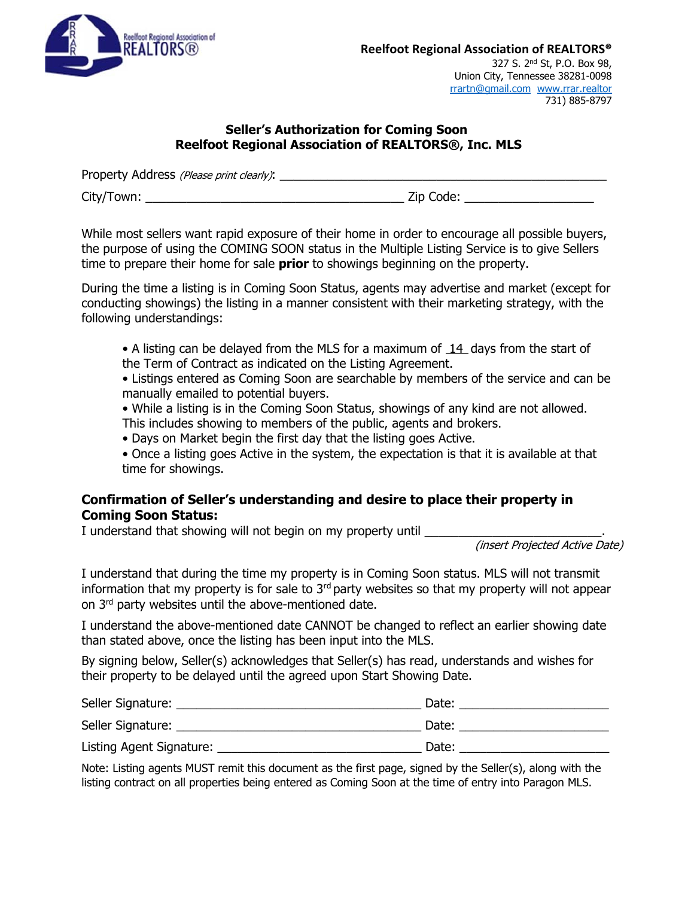**Reelfoot Regional Association of REALTORS®**
327 S. 2nd St, P.O. Box 98,
Union City, Tennessee 38281-0098
rrartn@gmail.com www.rrar.realtor
731) 885-8797

## Seller's Authorization for Coming Soon
## Reelfoot Regional Association of REALTORS®, Inc. MLS

Property Address *(Please print clearly)*: ___________________________________________________

City/Town: _______________________________________ Zip Code: ___________________

While most sellers want rapid exposure of their home in order to encourage all possible buyers, the purpose of using the COMING SOON status in the Multiple Listing Service is to give Sellers time to prepare their home for sale **prior** to showings beginning on the property.

During the time a listing is in Coming Soon Status, agents may advertise and market (except for conducting showings) the listing in a manner consistent with their marketing strategy, with the following understandings:

- A listing can be delayed from the MLS for a maximum of 14 days from the start of the Term of Contract as indicated on the Listing Agreement.
- Listings entered as Coming Soon are searchable by members of the service and can be manually emailed to potential buyers.
- While a listing is in the Coming Soon Status, showings of any kind are not allowed. This includes showing to members of the public, agents and brokers.
- Days on Market begin the first day that the listing goes Active.
- Once a listing goes Active in the system, the expectation is that it is available at that time for showings.

### Confirmation of Seller's understanding and desire to place their property in Coming Soon Status:

I understand that showing will not begin on my property until __________________________.
*(insert Projected Active Date)*

I understand that during the time my property is in Coming Soon status. MLS will not transmit information that my property is for sale to 3rd party websites so that my property will not appear on 3rd party websites until the above-mentioned date.

I understand the above-mentioned date CANNOT be changed to reflect an earlier showing date than stated above, once the listing has been input into the MLS.

By signing below, Seller(s) acknowledges that Seller(s) has read, understands and wishes for their property to be delayed until the agreed upon Start Showing Date.

Seller Signature: _____________________________________ Date: ______________________

Seller Signature: _____________________________________ Date: ______________________

Listing Agent Signature: _______________________________ Date: ______________________

Note: Listing agents MUST remit this document as the first page, signed by the Seller(s), along with the listing contract on all properties being entered as Coming Soon at the time of entry into Paragon MLS.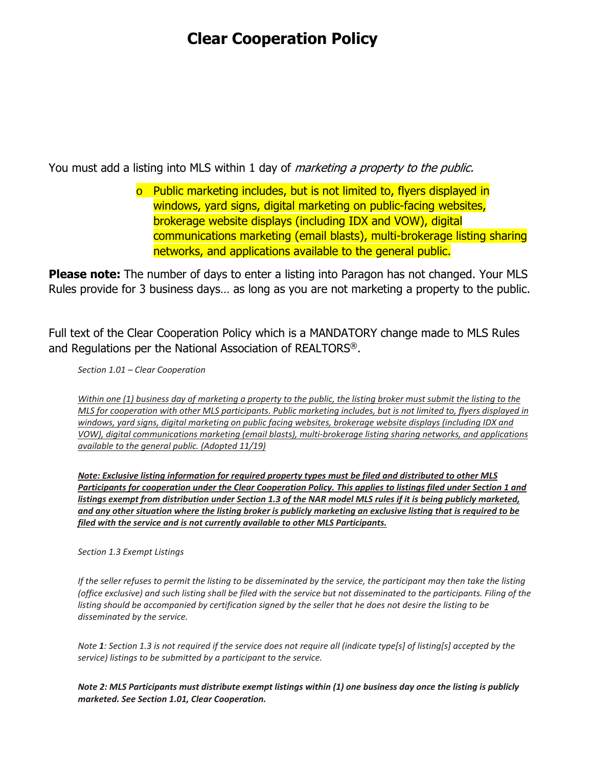# Clear Cooperation Policy

You must add a listing into MLS within 1 day of *marketing a property to the public.*

- Public marketing includes, but is not limited to, flyers displayed in windows, yard signs, digital marketing on public-facing websites, brokerage website displays (including IDX and VOW), digital communications marketing (email blasts), multi-brokerage listing sharing networks, and applications available to the general public.

**Please note:** The number of days to enter a listing into Paragon has not changed. Your MLS Rules provide for 3 business days… as long as you are not marketing a property to the public.

Full text of the Clear Cooperation Policy which is a MANDATORY change made to MLS Rules and Regulations per the National Association of REALTORS®.

*Section 1.01 – Clear Cooperation*

*Within one (1) business day of marketing a property to the public, the listing broker must submit the listing to the MLS for cooperation with other MLS participants. Public marketing includes, but is not limited to, flyers displayed in windows, yard signs, digital marketing on public facing websites, brokerage website displays (including IDX and VOW), digital communications marketing (email blasts), multi-brokerage listing sharing networks, and applications available to the general public. (Adopted 11/19)*

***Note: Exclusive listing information for required property types must be filed and distributed to other MLS Participants for cooperation under the Clear Cooperation Policy. This applies to listings filed under Section 1 and listings exempt from distribution under Section 1.3 of the NAR model MLS rules if it is being publicly marketed, and any other situation where the listing broker is publicly marketing an exclusive listing that is required to be filed with the service and is not currently available to other MLS Participants.***

*Section 1.3 Exempt Listings*

*If the seller refuses to permit the listing to be disseminated by the service, the participant may then take the listing (office exclusive) and such listing shall be filed with the service but not disseminated to the participants. Filing of the listing should be accompanied by certification signed by the seller that he does not desire the listing to be disseminated by the service.*

*Note **1**: Section 1.3 is not required if the service does not require all (indicate type[s] of listing[s] accepted by the service) listings to be submitted by a participant to the service.*

***Note 2: MLS Participants must distribute exempt listings within (1) one business day once the listing is publicly marketed. See Section 1.01, Clear Cooperation.***